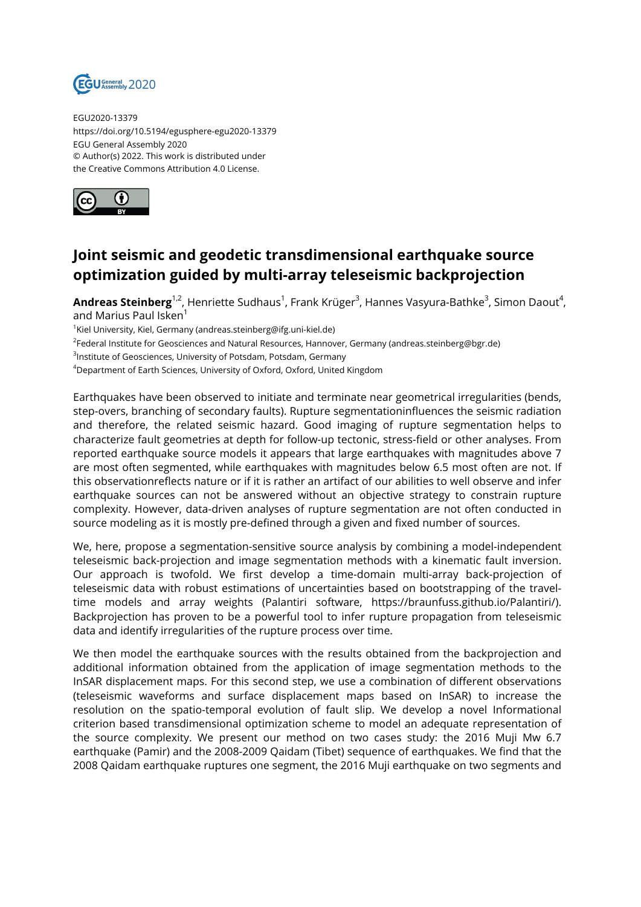EGU2020-13379
https://doi.org/10.5194/egusphere-egu2020-13379
EGU General Assembly 2020
© Author(s) 2022. This work is distributed under
the Creative Commons Attribution 4.0 License.

# Joint seismic and geodetic transdimensional earthquake source optimization guided by multi-array teleseismic backprojection

**Andreas Steinberg**[1,2], Henriette Sudhaus[1], Frank Krüger[3], Hannes Vasyura-Bathke[3], Simon Daout[4], and Marius Paul Isken[1]

[1]Kiel University, Kiel, Germany (andreas.steinberg@ifg.uni-kiel.de)
[2]Federal Institute for Geosciences and Natural Resources, Hannover, Germany (andreas.steinberg@bgr.de)
[3]Institute of Geosciences, University of Potsdam, Potsdam, Germany
[4]Department of Earth Sciences, University of Oxford, Oxford, United Kingdom

Earthquakes have been observed to initiate and terminate near geometrical irregularities (bends, step-overs, branching of secondary faults). Rupture segmentationinfluences the seismic radiation and therefore, the related seismic hazard. Good imaging of rupture segmentation helps to characterize fault geometries at depth for follow-up tectonic, stress-field or other analyses. From reported earthquake source models it appears that large earthquakes with magnitudes above 7 are most often segmented, while earthquakes with magnitudes below 6.5 most often are not. If this observationreflects nature or if it is rather an artifact of our abilities to well observe and infer earthquake sources can not be answered without an objective strategy to constrain rupture complexity. However, data-driven analyses of rupture segmentation are not often conducted in source modeling as it is mostly pre-defined through a given and fixed number of sources.

We, here, propose a segmentation-sensitive source analysis by combining a model-independent teleseismic back-projection and image segmentation methods with a kinematic fault inversion. Our approach is twofold. We first develop a time-domain multi-array back-projection of teleseismic data with robust estimations of uncertainties based on bootstrapping of the travel-time models and array weights (Palantiri software, https://braunfuss.github.io/Palantiri/). Backprojection has proven to be a powerful tool to infer rupture propagation from teleseismic data and identify irregularities of the rupture process over time.

We then model the earthquake sources with the results obtained from the backprojection and additional information obtained from the application of image segmentation methods to the InSAR displacement maps. For this second step, we use a combination of different observations (teleseismic waveforms and surface displacement maps based on InSAR) to increase the resolution on the spatio-temporal evolution of fault slip. We develop a novel Informational criterion based transdimensional optimization scheme to model an adequate representation of the source complexity. We present our method on two cases study: the 2016 Muji Mw 6.7 earthquake (Pamir) and the 2008-2009 Qaidam (Tibet) sequence of earthquakes. We find that the 2008 Qaidam earthquake ruptures one segment, the 2016 Muji earthquake on two segments and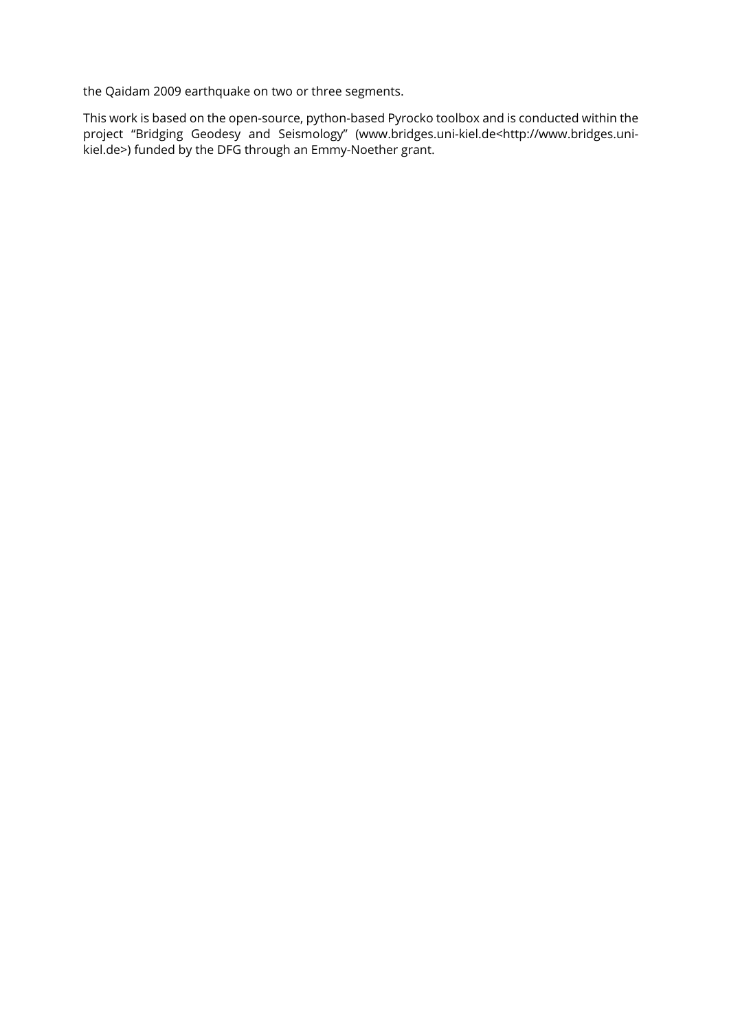the Qaidam 2009 earthquake on two or three segments.

This work is based on the open-source, python-based Pyrocko toolbox and is conducted within the project “Bridging Geodesy and Seismology” (www.bridges.uni-kiel.de<http://www.bridges.uni-kiel.de>) funded by the DFG through an Emmy-Noether grant.